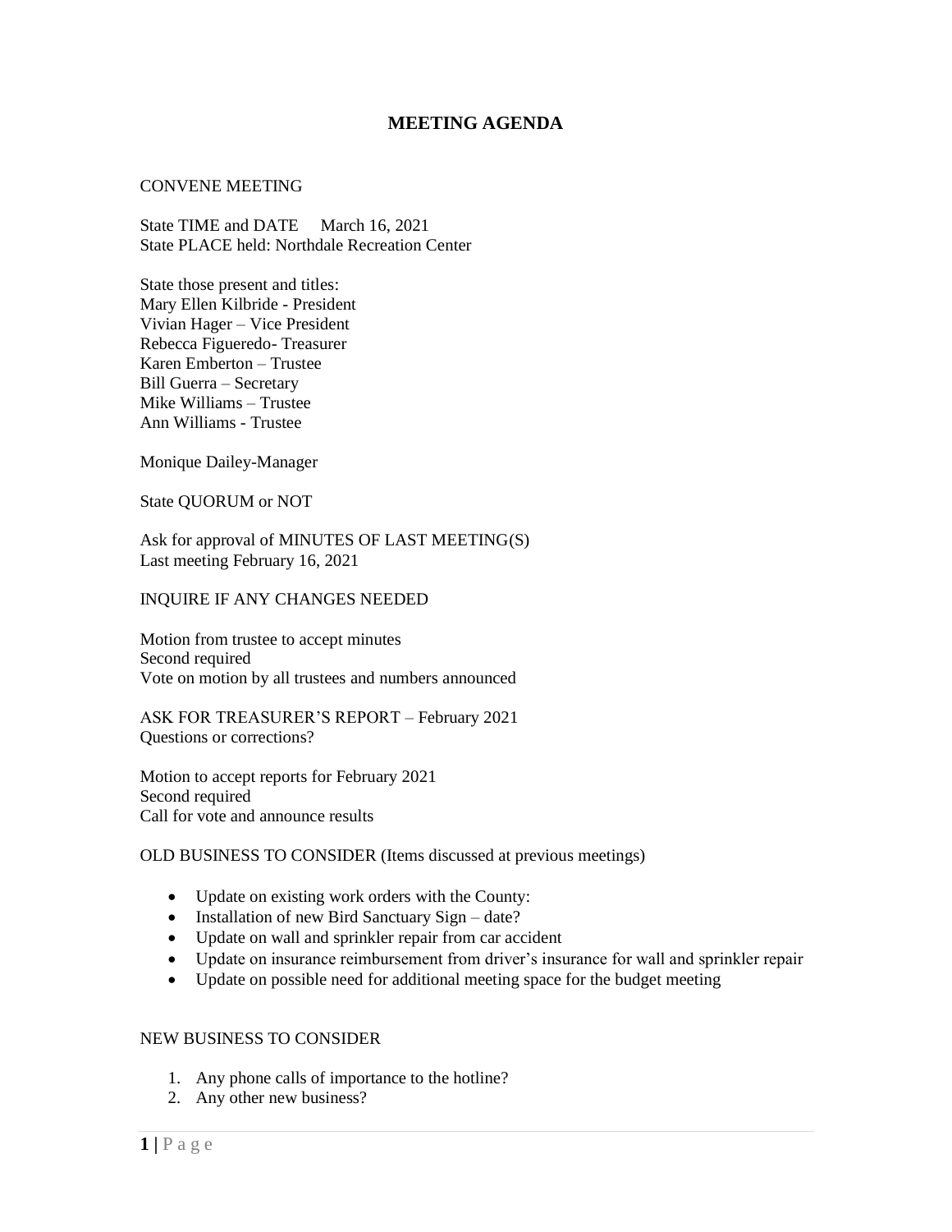# MEETING AGENDA

CONVENE MEETING

State TIME and DATE     March 16, 2021
State PLACE held: Northdale Recreation Center

State those present and titles:
Mary Ellen Kilbride - President
Vivian Hager – Vice President
Rebecca Figueredo- Treasurer
Karen Emberton – Trustee
Bill Guerra – Secretary
Mike Williams – Trustee
Ann Williams - Trustee

Monique Dailey-Manager

State QUORUM or NOT

Ask for approval of MINUTES OF LAST MEETING(S)
Last meeting February 16, 2021

INQUIRE IF ANY CHANGES NEEDED

Motion from trustee to accept minutes
Second required
Vote on motion by all trustees and numbers announced

ASK FOR TREASURER'S REPORT – February 2021
Questions or corrections?

Motion to accept reports for February 2021
Second required
Call for vote and announce results

OLD BUSINESS TO CONSIDER (Items discussed at previous meetings)

- Update on existing work orders with the County:
- Installation of new Bird Sanctuary Sign – date?
- Update on wall and sprinkler repair from car accident
- Update on insurance reimbursement from driver's insurance for wall and sprinkler repair
- Update on possible need for additional meeting space for the budget meeting

NEW BUSINESS TO CONSIDER

1. Any phone calls of importance to the hotline?
2. Any other new business?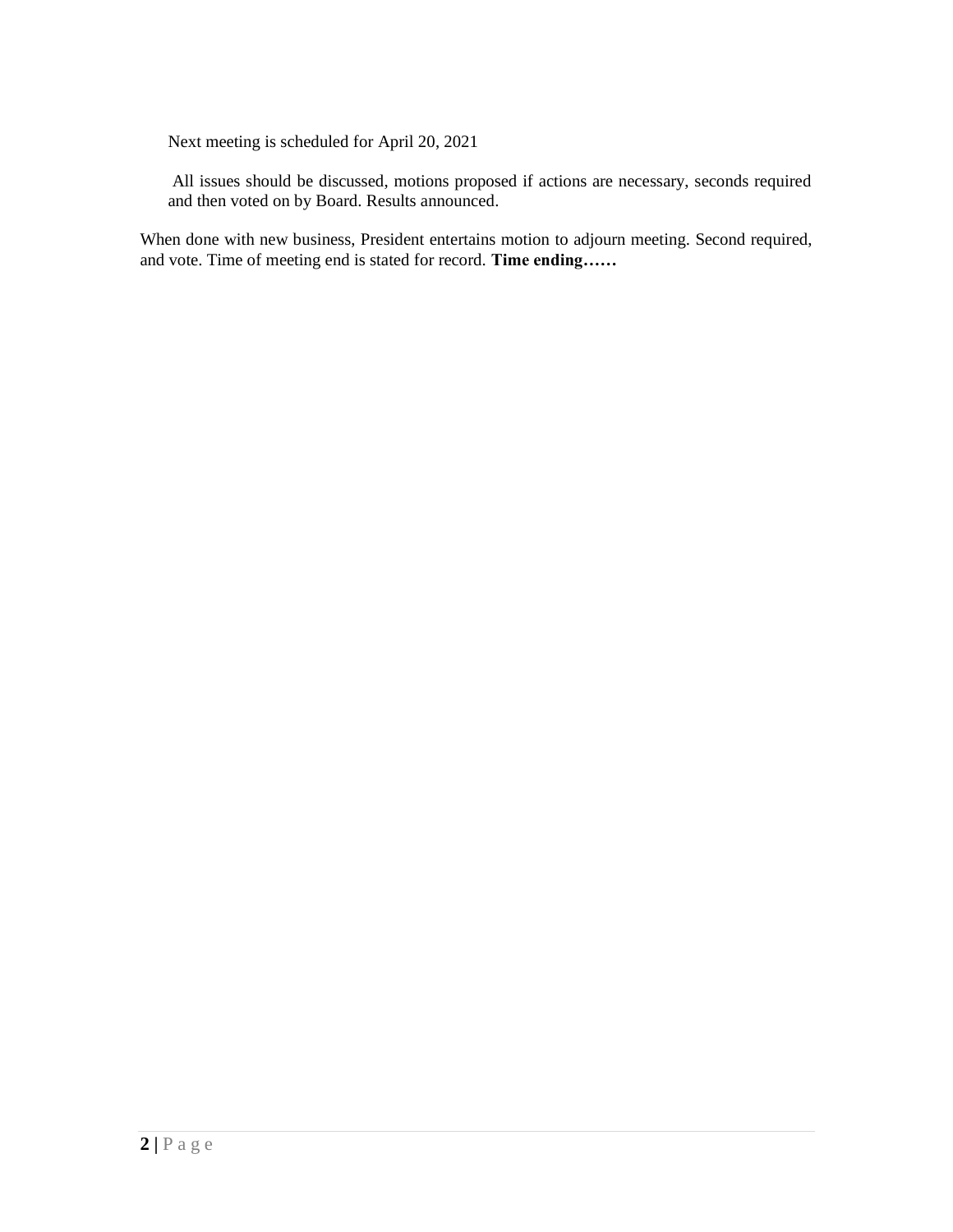Next meeting is scheduled for April 20, 2021

All issues should be discussed, motions proposed if actions are necessary, seconds required and then voted on by Board. Results announced.

When done with new business, President entertains motion to adjourn meeting. Second required, and vote. Time of meeting end is stated for record. **Time ending……**